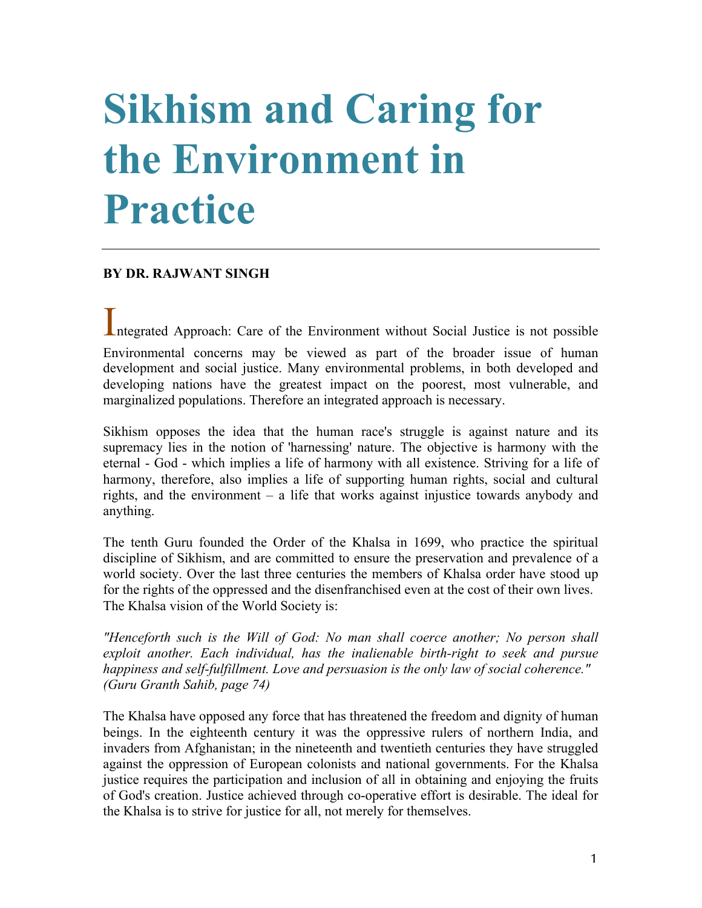# Sikhism and Caring for the Environment in Practice

**BY DR. RAJWANT SINGH**

Integrated Approach: Care of the Environment without Social Justice is not possible

Environmental concerns may be viewed as part of the broader issue of human development and social justice. Many environmental problems, in both developed and developing nations have the greatest impact on the poorest, most vulnerable, and marginalized populations. Therefore an integrated approach is necessary.

Sikhism opposes the idea that the human race's struggle is against nature and its supremacy lies in the notion of 'harnessing' nature. The objective is harmony with the eternal - God - which implies a life of harmony with all existence. Striving for a life of harmony, therefore, also implies a life of supporting human rights, social and cultural rights, and the environment – a life that works against injustice towards anybody and anything.

The tenth Guru founded the Order of the Khalsa in 1699, who practice the spiritual discipline of Sikhism, and are committed to ensure the preservation and prevalence of a world society. Over the last three centuries the members of Khalsa order have stood up for the rights of the oppressed and the disenfranchised even at the cost of their own lives. The Khalsa vision of the World Society is:

*"Henceforth such is the Will of God: No man shall coerce another; No person shall exploit another. Each individual, has the inalienable birth-right to seek and pursue happiness and self-fulfillment. Love and persuasion is the only law of social coherence." (Guru Granth Sahib, page 74)*

The Khalsa have opposed any force that has threatened the freedom and dignity of human beings. In the eighteenth century it was the oppressive rulers of northern India, and invaders from Afghanistan; in the nineteenth and twentieth centuries they have struggled against the oppression of European colonists and national governments. For the Khalsa justice requires the participation and inclusion of all in obtaining and enjoying the fruits of God's creation. Justice achieved through co-operative effort is desirable. The ideal for the Khalsa is to strive for justice for all, not merely for themselves.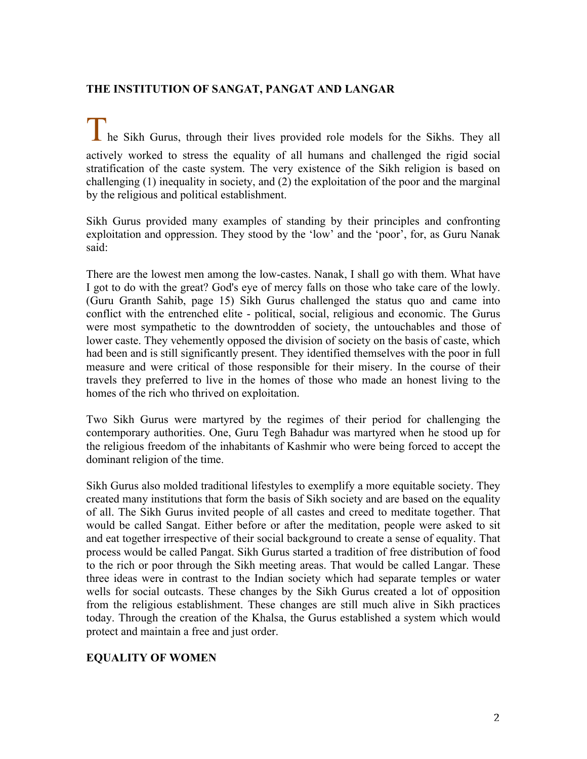## THE INSTITUTION OF SANGAT, PANGAT AND LANGAR

The Sikh Gurus, through their lives provided role models for the Sikhs. They all actively worked to stress the equality of all humans and challenged the rigid social stratification of the caste system. The very existence of the Sikh religion is based on challenging (1) inequality in society, and (2) the exploitation of the poor and the marginal by the religious and political establishment.

Sikh Gurus provided many examples of standing by their principles and confronting exploitation and oppression. They stood by the 'low' and the 'poor', for, as Guru Nanak said:

There are the lowest men among the low-castes. Nanak, I shall go with them. What have I got to do with the great? God's eye of mercy falls on those who take care of the lowly. (Guru Granth Sahib, page 15) Sikh Gurus challenged the status quo and came into conflict with the entrenched elite - political, social, religious and economic. The Gurus were most sympathetic to the downtrodden of society, the untouchables and those of lower caste. They vehemently opposed the division of society on the basis of caste, which had been and is still significantly present. They identified themselves with the poor in full measure and were critical of those responsible for their misery. In the course of their travels they preferred to live in the homes of those who made an honest living to the homes of the rich who thrived on exploitation.

Two Sikh Gurus were martyred by the regimes of their period for challenging the contemporary authorities. One, Guru Tegh Bahadur was martyred when he stood up for the religious freedom of the inhabitants of Kashmir who were being forced to accept the dominant religion of the time.

Sikh Gurus also molded traditional lifestyles to exemplify a more equitable society. They created many institutions that form the basis of Sikh society and are based on the equality of all. The Sikh Gurus invited people of all castes and creed to meditate together. That would be called Sangat. Either before or after the meditation, people were asked to sit and eat together irrespective of their social background to create a sense of equality. That process would be called Pangat. Sikh Gurus started a tradition of free distribution of food to the rich or poor through the Sikh meeting areas. That would be called Langar. These three ideas were in contrast to the Indian society which had separate temples or water wells for social outcasts. These changes by the Sikh Gurus created a lot of opposition from the religious establishment. These changes are still much alive in Sikh practices today. Through the creation of the Khalsa, the Gurus established a system which would protect and maintain a free and just order.

## EQUALITY OF WOMEN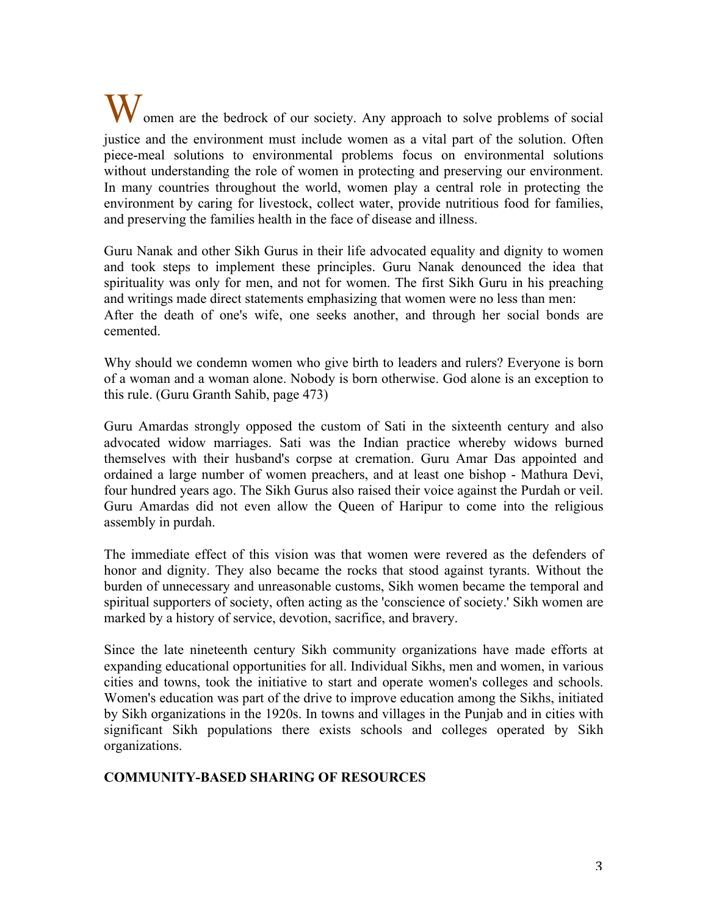Women are the bedrock of our society. Any approach to solve problems of social justice and the environment must include women as a vital part of the solution. Often piece-meal solutions to environmental problems focus on environmental solutions without understanding the role of women in protecting and preserving our environment. In many countries throughout the world, women play a central role in protecting the environment by caring for livestock, collect water, provide nutritious food for families, and preserving the families health in the face of disease and illness.

Guru Nanak and other Sikh Gurus in their life advocated equality and dignity to women and took steps to implement these principles. Guru Nanak denounced the idea that spirituality was only for men, and not for women. The first Sikh Guru in his preaching and writings made direct statements emphasizing that women were no less than men:
After the death of one's wife, one seeks another, and through her social bonds are cemented.

Why should we condemn women who give birth to leaders and rulers? Everyone is born of a woman and a woman alone. Nobody is born otherwise. God alone is an exception to this rule. (Guru Granth Sahib, page 473)

Guru Amardas strongly opposed the custom of Sati in the sixteenth century and also advocated widow marriages. Sati was the Indian practice whereby widows burned themselves with their husband's corpse at cremation. Guru Amar Das appointed and ordained a large number of women preachers, and at least one bishop - Mathura Devi, four hundred years ago. The Sikh Gurus also raised their voice against the Purdah or veil. Guru Amardas did not even allow the Queen of Haripur to come into the religious assembly in purdah.

The immediate effect of this vision was that women were revered as the defenders of honor and dignity. They also became the rocks that stood against tyrants. Without the burden of unnecessary and unreasonable customs, Sikh women became the temporal and spiritual supporters of society, often acting as the 'conscience of society.' Sikh women are marked by a history of service, devotion, sacrifice, and bravery.

Since the late nineteenth century Sikh community organizations have made efforts at expanding educational opportunities for all. Individual Sikhs, men and women, in various cities and towns, took the initiative to start and operate women's colleges and schools. Women's education was part of the drive to improve education among the Sikhs, initiated by Sikh organizations in the 1920s. In towns and villages in the Punjab and in cities with significant Sikh populations there exists schools and colleges operated by Sikh organizations.

**COMMUNITY-BASED SHARING OF RESOURCES**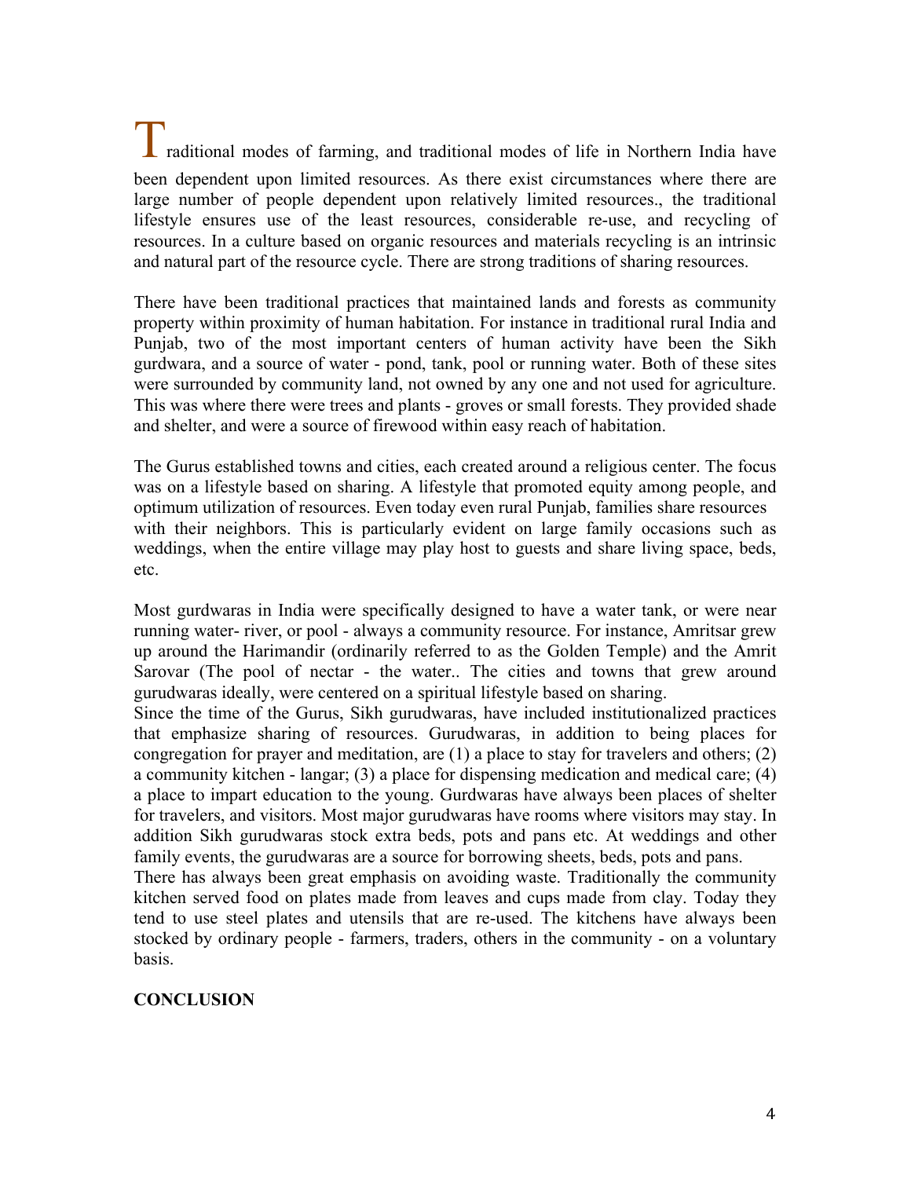Traditional modes of farming, and traditional modes of life in Northern India have been dependent upon limited resources. As there exist circumstances where there are large number of people dependent upon relatively limited resources., the traditional lifestyle ensures use of the least resources, considerable re-use, and recycling of resources. In a culture based on organic resources and materials recycling is an intrinsic and natural part of the resource cycle. There are strong traditions of sharing resources.

There have been traditional practices that maintained lands and forests as community property within proximity of human habitation. For instance in traditional rural India and Punjab, two of the most important centers of human activity have been the Sikh gurdwara, and a source of water - pond, tank, pool or running water. Both of these sites were surrounded by community land, not owned by any one and not used for agriculture. This was where there were trees and plants - groves or small forests. They provided shade and shelter, and were a source of firewood within easy reach of habitation.

The Gurus established towns and cities, each created around a religious center. The focus was on a lifestyle based on sharing. A lifestyle that promoted equity among people, and optimum utilization of resources. Even today even rural Punjab, families share resources with their neighbors. This is particularly evident on large family occasions such as weddings, when the entire village may play host to guests and share living space, beds, etc.

Most gurdwaras in India were specifically designed to have a water tank, or were near running water- river, or pool - always a community resource. For instance, Amritsar grew up around the Harimandir (ordinarily referred to as the Golden Temple) and the Amrit Sarovar (The pool of nectar - the water.. The cities and towns that grew around gurudwaras ideally, were centered on a spiritual lifestyle based on sharing.

Since the time of the Gurus, Sikh gurudwaras, have included institutionalized practices that emphasize sharing of resources. Gurudwaras, in addition to being places for congregation for prayer and meditation, are (1) a place to stay for travelers and others; (2) a community kitchen - langar; (3) a place for dispensing medication and medical care; (4) a place to impart education to the young. Gurdwaras have always been places of shelter for travelers, and visitors. Most major gurudwaras have rooms where visitors may stay. In addition Sikh gurudwaras stock extra beds, pots and pans etc. At weddings and other family events, the gurudwaras are a source for borrowing sheets, beds, pots and pans.

There has always been great emphasis on avoiding waste. Traditionally the community kitchen served food on plates made from leaves and cups made from clay. Today they tend to use steel plates and utensils that are re-used. The kitchens have always been stocked by ordinary people - farmers, traders, others in the community - on a voluntary basis.

**CONCLUSION**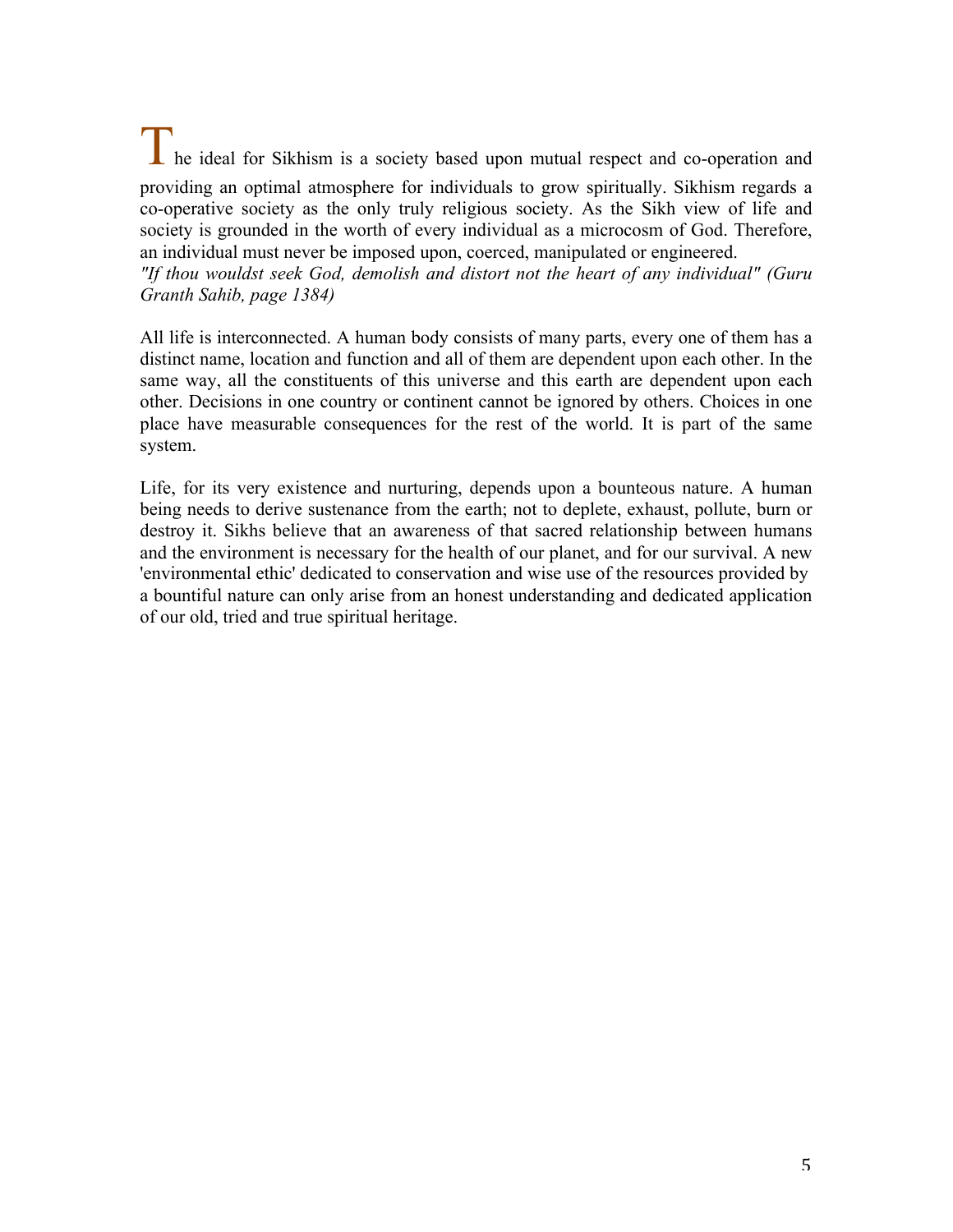The ideal for Sikhism is a society based upon mutual respect and co-operation and providing an optimal atmosphere for individuals to grow spiritually. Sikhism regards a co-operative society as the only truly religious society. As the Sikh view of life and society is grounded in the worth of every individual as a microcosm of God. Therefore, an individual must never be imposed upon, coerced, manipulated or engineered.

*"If thou wouldst seek God, demolish and distort not the heart of any individual" (Guru Granth Sahib, page 1384)*

All life is interconnected. A human body consists of many parts, every one of them has a distinct name, location and function and all of them are dependent upon each other. In the same way, all the constituents of this universe and this earth are dependent upon each other. Decisions in one country or continent cannot be ignored by others. Choices in one place have measurable consequences for the rest of the world. It is part of the same system.

Life, for its very existence and nurturing, depends upon a bounteous nature. A human being needs to derive sustenance from the earth; not to deplete, exhaust, pollute, burn or destroy it. Sikhs believe that an awareness of that sacred relationship between humans and the environment is necessary for the health of our planet, and for our survival. A new 'environmental ethic' dedicated to conservation and wise use of the resources provided by a bountiful nature can only arise from an honest understanding and dedicated application of our old, tried and true spiritual heritage.